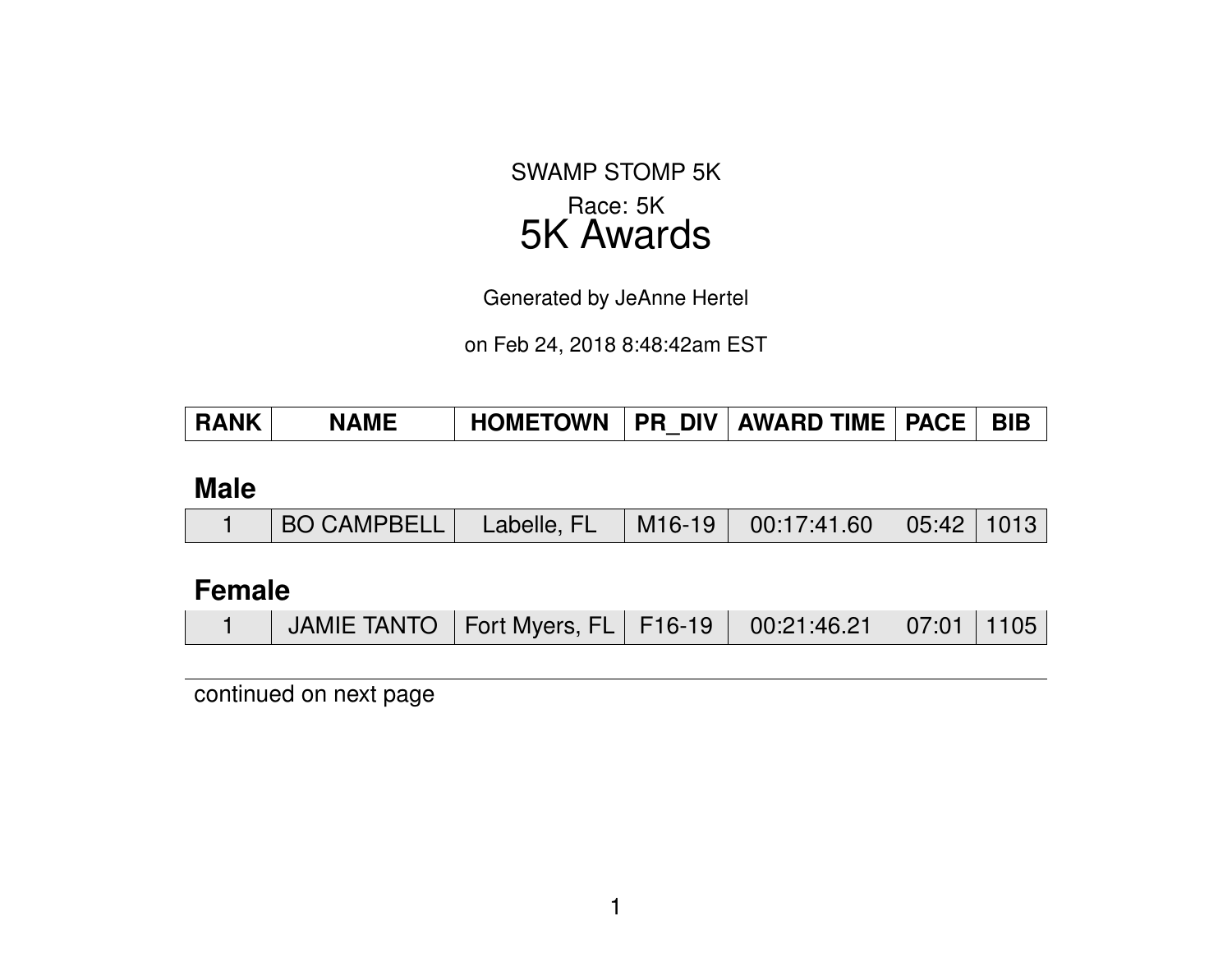SWAMP STOMP 5K

Race: 5K

# 5K Awards

Generated by JeAnne Hertel

on Feb 24, 2018 8:48:42am EST

| RANK | NAME | HOMETOWN | PR_DIV | AWARD TIME | PACE | BIB |
|---|---|---|---|---|---|---|
| **Male** | | | | | | |
| 1 | BO CAMPBELL | Labelle, FL | M16-19 | 00:17:41.60 | 05:42 | 1013 |
| **Female** | | | | | | |
| 1 | JAMIE TANTO | Fort Myers, FL | F16-19 | 00:21:46.21 | 07:01 | 1105 |

continued on next page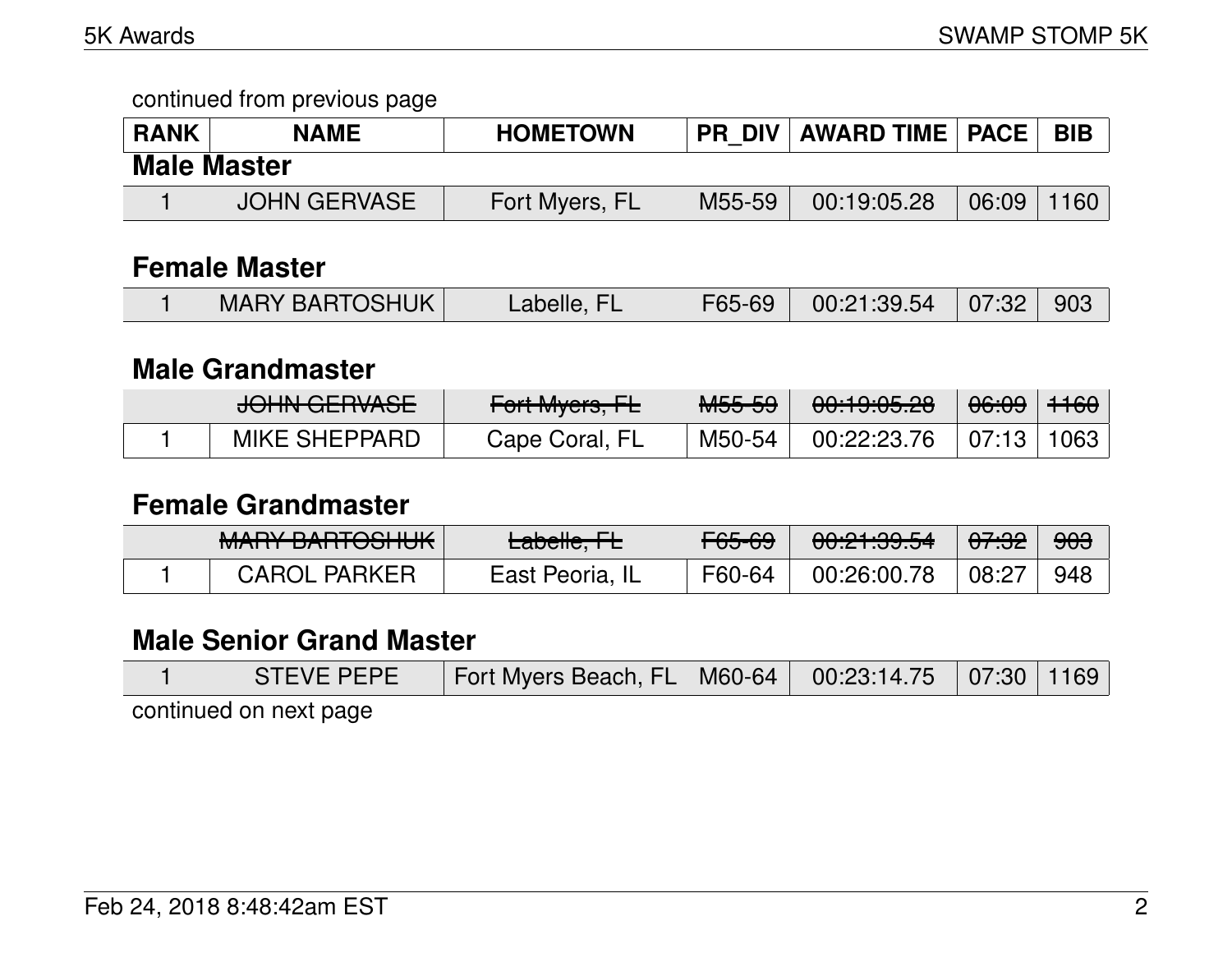continued from previous page

| RANK | NAME | HOMETOWN | PR_DIV | AWARD TIME | PACE | BIB |
|---|---|---|---|---|---|---|

### Male Master

| RANK | NAME | HOMETOWN | PR_DIV | AWARD TIME | PACE | BIB |
|---|---|---|---|---|---|---|
| 1 | JOHN GERVASE | Fort Myers, FL | M55-59 | 00:19:05.28 | 06:09 | 1160 |

### Female Master

| RANK | NAME | HOMETOWN | PR_DIV | AWARD TIME | PACE | BIB |
|---|---|---|---|---|---|---|
| 1 | MARY BARTOSHUK | Labelle, FL | F65-69 | 00:21:39.54 | 07:32 | 903 |

### Male Grandmaster

| RANK | NAME | HOMETOWN | PR_DIV | AWARD TIME | PACE | BIB |
|---|---|---|---|---|---|---|
| | ~~JOHN GERVASE~~ | ~~Fort Myers, FL~~ | ~~M55-59~~ | ~~00:19:05.28~~ | ~~06:09~~ | ~~1160~~ |
| 1 | MIKE SHEPPARD | Cape Coral, FL | M50-54 | 00:22:23.76 | 07:13 | 1063 |

### Female Grandmaster

| RANK | NAME | HOMETOWN | PR_DIV | AWARD TIME | PACE | BIB |
|---|---|---|---|---|---|---|
| | ~~MARY BARTOSHUK~~ | ~~Labelle, FL~~ | ~~F65-69~~ | ~~00:21:39.54~~ | ~~07:32~~ | ~~903~~ |
| 1 | CAROL PARKER | East Peoria, IL | F60-64 | 00:26:00.78 | 08:27 | 948 |

### Male Senior Grand Master

| RANK | NAME | HOMETOWN | PR_DIV | AWARD TIME | PACE | BIB |
|---|---|---|---|---|---|---|
| 1 | STEVE PEPE | Fort Myers Beach, FL | M60-64 | 00:23:14.75 | 07:30 | 1169 |

continued on next page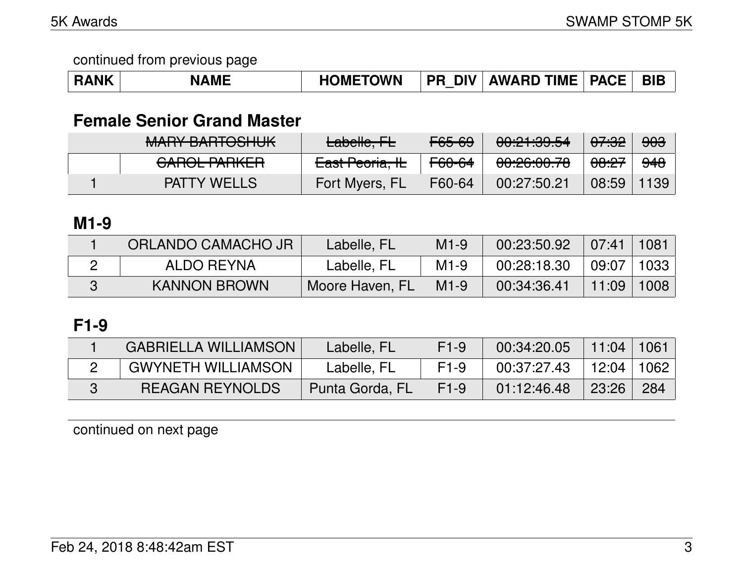continued from previous page

| RANK | NAME | HOMETOWN | PR_DIV | AWARD TIME | PACE | BIB |
|---|---|---|---|---|---|---|

## Female Senior Grand Master

| RANK | NAME | HOMETOWN | PR_DIV | AWARD TIME | PACE | BIB |
|---|---|---|---|---|---|---|
| | ~~MARY BARTOSHUK~~ | ~~Labelle, FL~~ | ~~F65-69~~ | ~~00:21:39.54~~ | ~~07:32~~ | ~~903~~ |
| | ~~CAROL PARKER~~ | ~~East Peoria, IL~~ | ~~F60-64~~ | ~~00:26:00.78~~ | ~~08:27~~ | ~~948~~ |
| 1 | PATTY WELLS | Fort Myers, FL | F60-64 | 00:27:50.21 | 08:59 | 1139 |

## M1-9

| RANK | NAME | HOMETOWN | PR_DIV | AWARD TIME | PACE | BIB |
|---|---|---|---|---|---|---|
| 1 | ORLANDO CAMACHO JR | Labelle, FL | M1-9 | 00:23:50.92 | 07:41 | 1081 |
| 2 | ALDO REYNA | Labelle, FL | M1-9 | 00:28:18.30 | 09:07 | 1033 |
| 3 | KANNON BROWN | Moore Haven, FL | M1-9 | 00:34:36.41 | 11:09 | 1008 |

## F1-9

| RANK | NAME | HOMETOWN | PR_DIV | AWARD TIME | PACE | BIB |
|---|---|---|---|---|---|---|
| 1 | GABRIELLA WILLIAMSON | Labelle, FL | F1-9 | 00:34:20.05 | 11:04 | 1061 |
| 2 | GWYNETH WILLIAMSON | Labelle, FL | F1-9 | 00:37:27.43 | 12:04 | 1062 |
| 3 | REAGAN REYNOLDS | Punta Gorda, FL | F1-9 | 01:12:46.48 | 23:26 | 284 |

continued on next page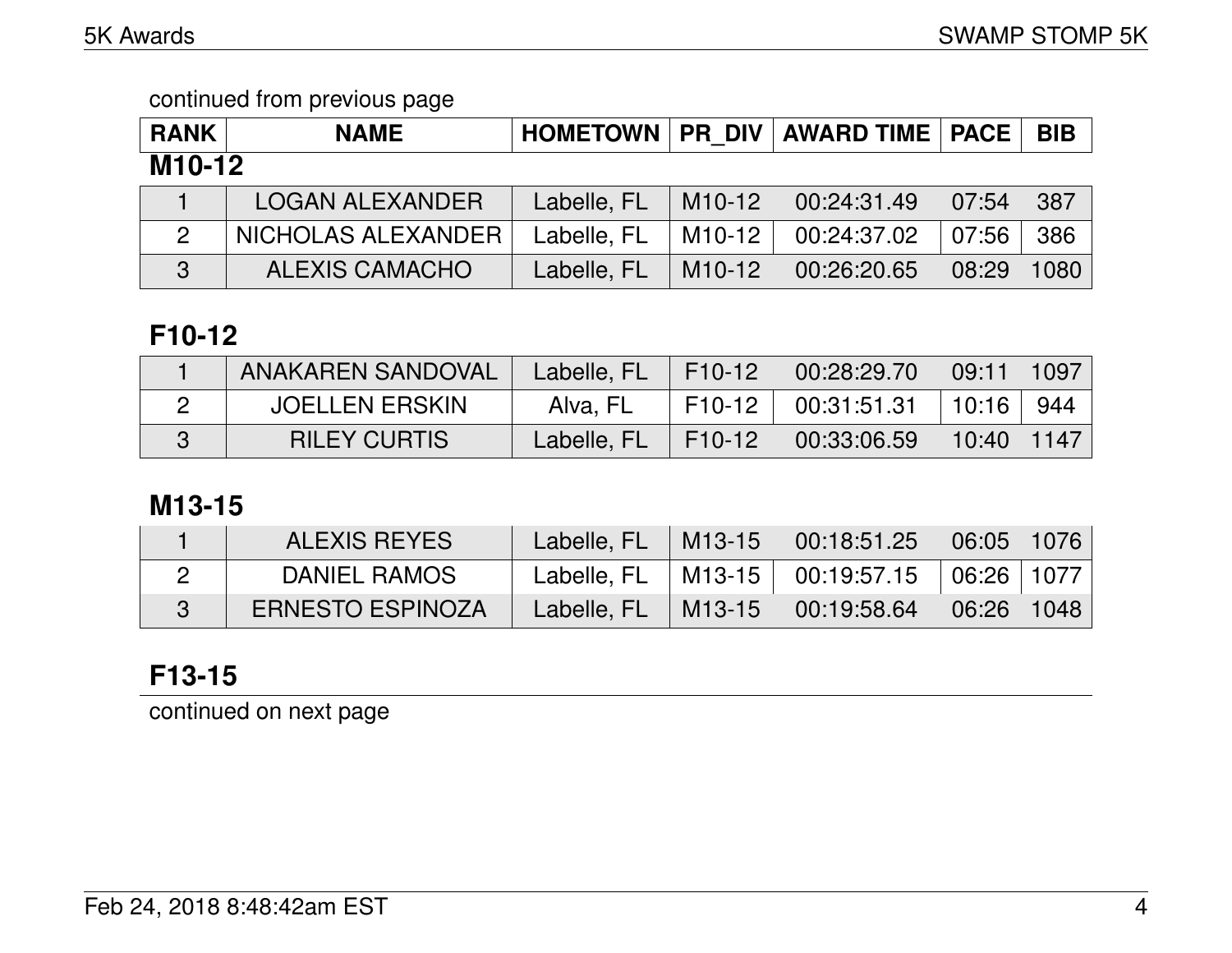continued from previous page

| RANK | NAME | HOMETOWN | PR_DIV | AWARD TIME | PACE | BIB |
|---|---|---|---|---|---|---|

## M10-12

| RANK | NAME | HOMETOWN | PR_DIV | AWARD TIME | PACE | BIB |
|---|---|---|---|---|---|---|
| 1 | LOGAN ALEXANDER | Labelle, FL | M10-12 | 00:24:31.49 | 07:54 | 387 |
| 2 | NICHOLAS ALEXANDER | Labelle, FL | M10-12 | 00:24:37.02 | 07:56 | 386 |
| 3 | ALEXIS CAMACHO | Labelle, FL | M10-12 | 00:26:20.65 | 08:29 | 1080 |

## F10-12

| RANK | NAME | HOMETOWN | PR_DIV | AWARD TIME | PACE | BIB |
|---|---|---|---|---|---|---|
| 1 | ANAKAREN SANDOVAL | Labelle, FL | F10-12 | 00:28:29.70 | 09:11 | 1097 |
| 2 | JOELLEN ERSKIN | Alva, FL | F10-12 | 00:31:51.31 | 10:16 | 944 |
| 3 | RILEY CURTIS | Labelle, FL | F10-12 | 00:33:06.59 | 10:40 | 1147 |

## M13-15

| RANK | NAME | HOMETOWN | PR_DIV | AWARD TIME | PACE | BIB |
|---|---|---|---|---|---|---|
| 1 | ALEXIS REYES | Labelle, FL | M13-15 | 00:18:51.25 | 06:05 | 1076 |
| 2 | DANIEL RAMOS | Labelle, FL | M13-15 | 00:19:57.15 | 06:26 | 1077 |
| 3 | ERNESTO ESPINOZA | Labelle, FL | M13-15 | 00:19:58.64 | 06:26 | 1048 |

## F13-15

continued on next page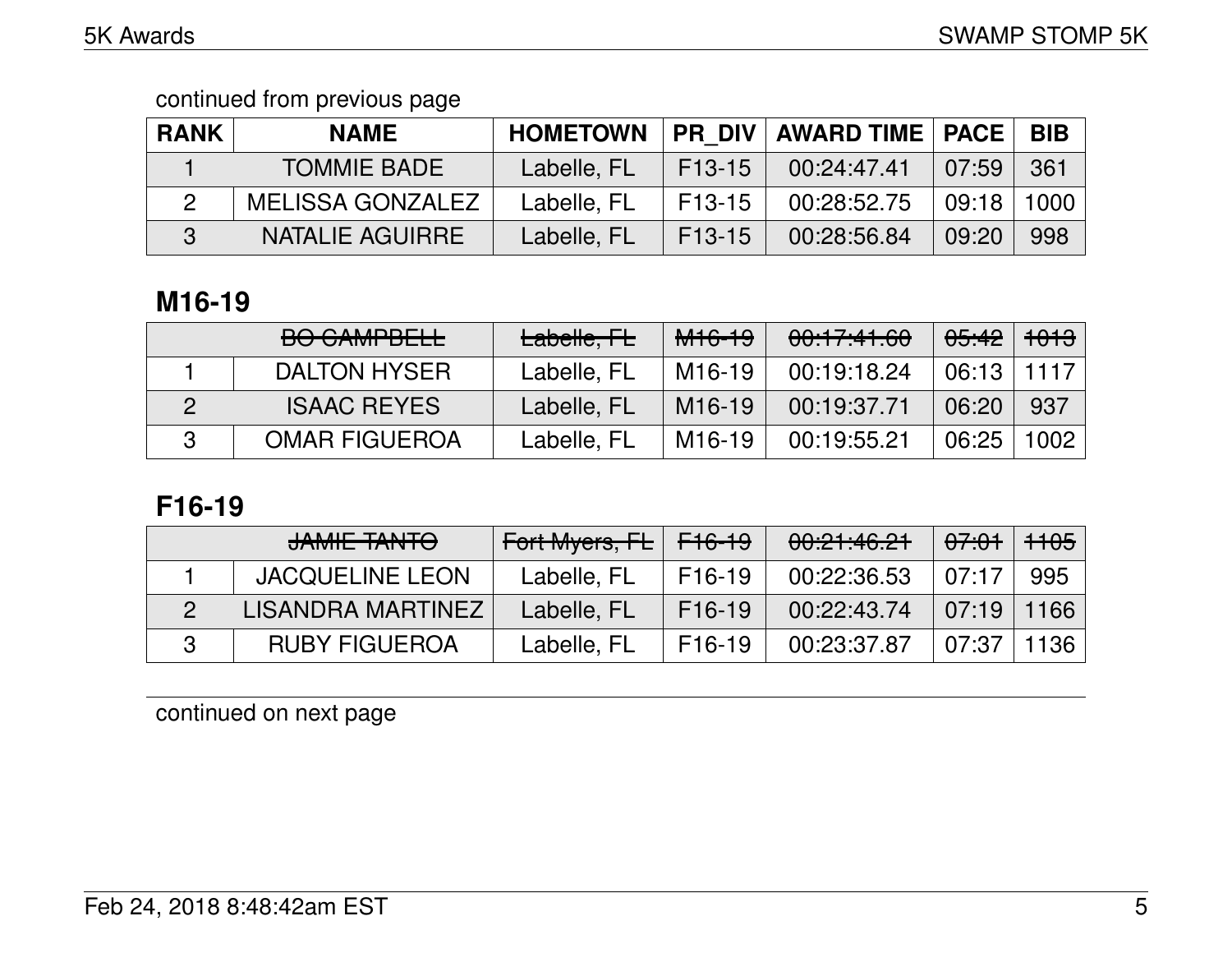continued from previous page

| RANK | NAME | HOMETOWN | PR_DIV | AWARD TIME | PACE | BIB |
|---|---|---|---|---|---|---|
| 1 | TOMMIE BADE | Labelle, FL | F13-15 | 00:24:47.41 | 07:59 | 361 |
| 2 | MELISSA GONZALEZ | Labelle, FL | F13-15 | 00:28:52.75 | 09:18 | 1000 |
| 3 | NATALIE AGUIRRE | Labelle, FL | F13-15 | 00:28:56.84 | 09:20 | 998 |

## M16-19

| RANK | NAME | HOMETOWN | PR_DIV | AWARD TIME | PACE | BIB |
|---|---|---|---|---|---|---|
| | ~~BO CAMPBELL~~ | ~~Labelle, FL~~ | ~~M16-19~~ | ~~00:17:41.60~~ | ~~05:42~~ | ~~1013~~ |
| 1 | DALTON HYSER | Labelle, FL | M16-19 | 00:19:18.24 | 06:13 | 1117 |
| 2 | ISAAC REYES | Labelle, FL | M16-19 | 00:19:37.71 | 06:20 | 937 |
| 3 | OMAR FIGUEROA | Labelle, FL | M16-19 | 00:19:55.21 | 06:25 | 1002 |

## F16-19

| RANK | NAME | HOMETOWN | PR_DIV | AWARD TIME | PACE | BIB |
|---|---|---|---|---|---|---|
| | ~~JAMIE TANTO~~ | ~~Fort Myers, FL~~ | ~~F16-19~~ | ~~00:21:46.21~~ | ~~07:01~~ | ~~1105~~ |
| 1 | JACQUELINE LEON | Labelle, FL | F16-19 | 00:22:36.53 | 07:17 | 995 |
| 2 | LISANDRA MARTINEZ | Labelle, FL | F16-19 | 00:22:43.74 | 07:19 | 1166 |
| 3 | RUBY FIGUEROA | Labelle, FL | F16-19 | 00:23:37.87 | 07:37 | 1136 |

continued on next page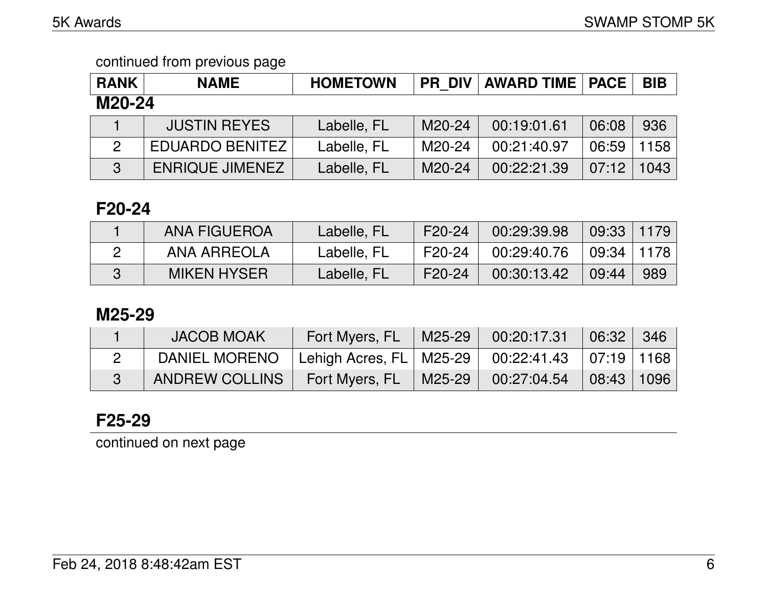continued from previous page

| RANK | NAME | HOMETOWN | PR_DIV | AWARD TIME | PACE | BIB |
|---|---|---|---|---|---|---|

## M20-24

| RANK | NAME | HOMETOWN | PR_DIV | AWARD TIME | PACE | BIB |
|---|---|---|---|---|---|---|
| 1 | JUSTIN REYES | Labelle, FL | M20-24 | 00:19:01.61 | 06:08 | 936 |
| 2 | EDUARDO BENITEZ | Labelle, FL | M20-24 | 00:21:40.97 | 06:59 | 1158 |
| 3 | ENRIQUE JIMENEZ | Labelle, FL | M20-24 | 00:22:21.39 | 07:12 | 1043 |

## F20-24

| RANK | NAME | HOMETOWN | PR_DIV | AWARD TIME | PACE | BIB |
|---|---|---|---|---|---|---|
| 1 | ANA FIGUEROA | Labelle, FL | F20-24 | 00:29:39.98 | 09:33 | 1179 |
| 2 | ANA ARREOLA | Labelle, FL | F20-24 | 00:29:40.76 | 09:34 | 1178 |
| 3 | MIKEN HYSER | Labelle, FL | F20-24 | 00:30:13.42 | 09:44 | 989 |

## M25-29

| RANK | NAME | HOMETOWN | PR_DIV | AWARD TIME | PACE | BIB |
|---|---|---|---|---|---|---|
| 1 | JACOB MOAK | Fort Myers, FL | M25-29 | 00:20:17.31 | 06:32 | 346 |
| 2 | DANIEL MORENO | Lehigh Acres, FL | M25-29 | 00:22:41.43 | 07:19 | 1168 |
| 3 | ANDREW COLLINS | Fort Myers, FL | M25-29 | 00:27:04.54 | 08:43 | 1096 |

## F25-29

continued on next page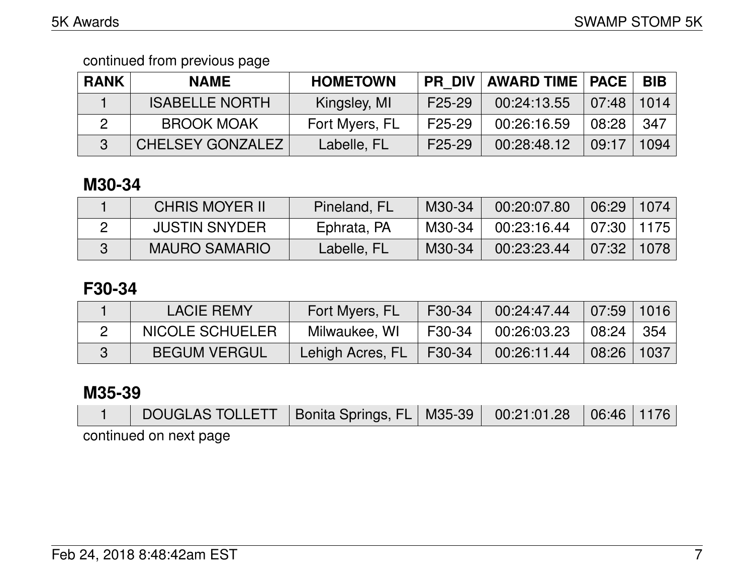continued from previous page

| RANK | NAME | HOMETOWN | PR_DIV | AWARD TIME | PACE | BIB |
|---|---|---|---|---|---|---|
| 1 | ISABELLE NORTH | Kingsley, MI | F25-29 | 00:24:13.55 | 07:48 | 1014 |
| 2 | BROOK MOAK | Fort Myers, FL | F25-29 | 00:26:16.59 | 08:28 | 347 |
| 3 | CHELSEY GONZALEZ | Labelle, FL | F25-29 | 00:28:48.12 | 09:17 | 1094 |

## M30-34

| RANK | NAME | HOMETOWN | PR_DIV | AWARD TIME | PACE | BIB |
|---|---|---|---|---|---|---|
| 1 | CHRIS MOYER II | Pineland, FL | M30-34 | 00:20:07.80 | 06:29 | 1074 |
| 2 | JUSTIN SNYDER | Ephrata, PA | M30-34 | 00:23:16.44 | 07:30 | 1175 |
| 3 | MAURO SAMARIO | Labelle, FL | M30-34 | 00:23:23.44 | 07:32 | 1078 |

## F30-34

| RANK | NAME | HOMETOWN | PR_DIV | AWARD TIME | PACE | BIB |
|---|---|---|---|---|---|---|
| 1 | LACIE REMY | Fort Myers, FL | F30-34 | 00:24:47.44 | 07:59 | 1016 |
| 2 | NICOLE SCHUELER | Milwaukee, WI | F30-34 | 00:26:03.23 | 08:24 | 354 |
| 3 | BEGUM VERGUL | Lehigh Acres, FL | F30-34 | 00:26:11.44 | 08:26 | 1037 |

## M35-39

| RANK | NAME | HOMETOWN | PR_DIV | AWARD TIME | PACE | BIB |
|---|---|---|---|---|---|---|
| 1 | DOUGLAS TOLLETT | Bonita Springs, FL | M35-39 | 00:21:01.28 | 06:46 | 1176 |

continued on next page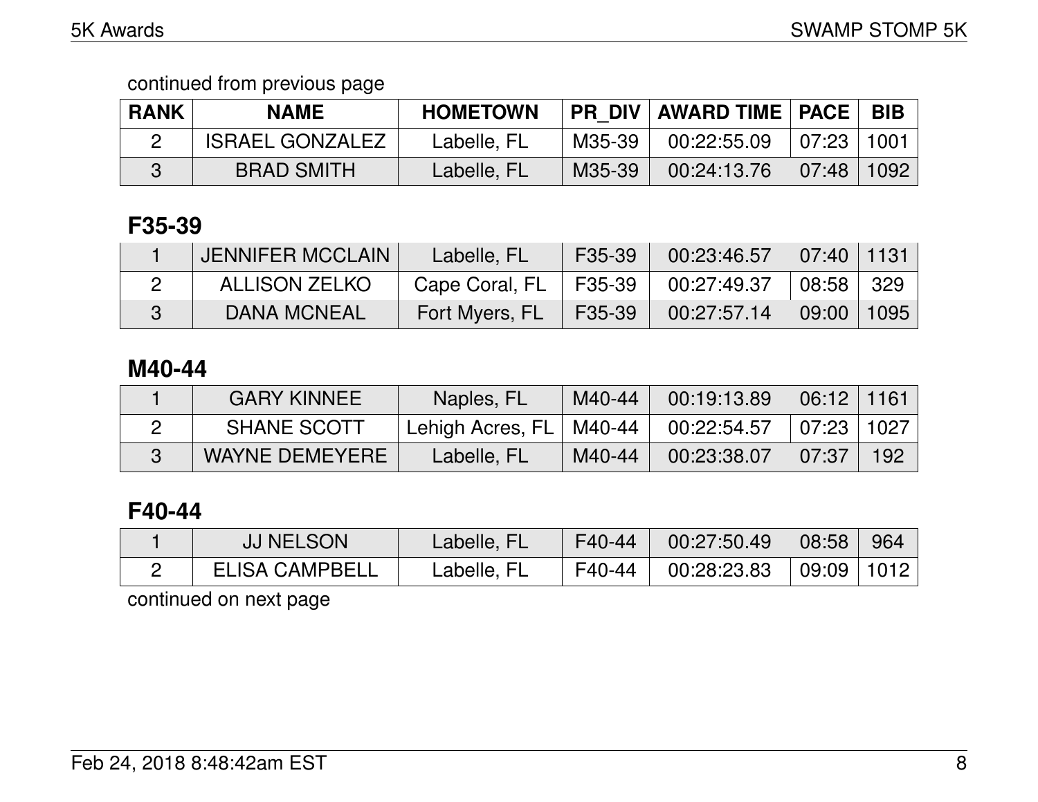continued from previous page

| RANK | NAME | HOMETOWN | PR_DIV | AWARD TIME | PACE | BIB |
|---|---|---|---|---|---|---|
| 2 | ISRAEL GONZALEZ | Labelle, FL | M35-39 | 00:22:55.09 | 07:23 | 1001 |
| 3 | BRAD SMITH | Labelle, FL | M35-39 | 00:24:13.76 | 07:48 | 1092 |

## F35-39

| RANK | NAME | HOMETOWN | PR_DIV | AWARD TIME | PACE | BIB |
|---|---|---|---|---|---|---|
| 1 | JENNIFER MCCLAIN | Labelle, FL | F35-39 | 00:23:46.57 | 07:40 | 1131 |
| 2 | ALLISON ZELKO | Cape Coral, FL | F35-39 | 00:27:49.37 | 08:58 | 329 |
| 3 | DANA MCNEAL | Fort Myers, FL | F35-39 | 00:27:57.14 | 09:00 | 1095 |

## M40-44

| RANK | NAME | HOMETOWN | PR_DIV | AWARD TIME | PACE | BIB |
|---|---|---|---|---|---|---|
| 1 | GARY KINNEE | Naples, FL | M40-44 | 00:19:13.89 | 06:12 | 1161 |
| 2 | SHANE SCOTT | Lehigh Acres, FL | M40-44 | 00:22:54.57 | 07:23 | 1027 |
| 3 | WAYNE DEMEYERE | Labelle, FL | M40-44 | 00:23:38.07 | 07:37 | 192 |

## F40-44

| RANK | NAME | HOMETOWN | PR_DIV | AWARD TIME | PACE | BIB |
|---|---|---|---|---|---|---|
| 1 | JJ NELSON | Labelle, FL | F40-44 | 00:27:50.49 | 08:58 | 964 |
| 2 | ELISA CAMPBELL | Labelle, FL | F40-44 | 00:28:23.83 | 09:09 | 1012 |

continued on next page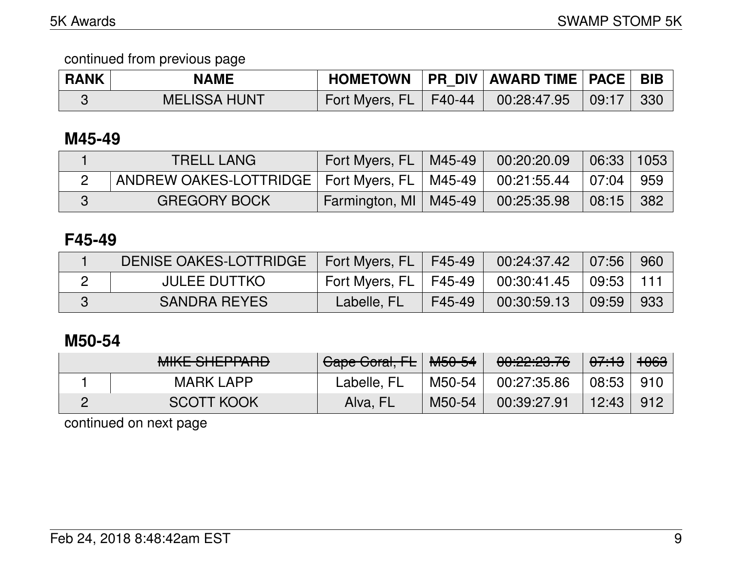continued from previous page

| RANK | NAME | HOMETOWN | PR_DIV | AWARD TIME | PACE | BIB |
|---|---|---|---|---|---|---|
| 3 | MELISSA HUNT | Fort Myers, FL | F40-44 | 00:28:47.95 | 09:17 | 330 |

## M45-49

| RANK | NAME | HOMETOWN | PR_DIV | AWARD TIME | PACE | BIB |
|---|---|---|---|---|---|---|
| 1 | TRELL LANG | Fort Myers, FL | M45-49 | 00:20:20.09 | 06:33 | 1053 |
| 2 | ANDREW OAKES-LOTTRIDGE | Fort Myers, FL | M45-49 | 00:21:55.44 | 07:04 | 959 |
| 3 | GREGORY BOCK | Farmington, MI | M45-49 | 00:25:35.98 | 08:15 | 382 |

## F45-49

| RANK | NAME | HOMETOWN | PR_DIV | AWARD TIME | PACE | BIB |
|---|---|---|---|---|---|---|
| 1 | DENISE OAKES-LOTTRIDGE | Fort Myers, FL | F45-49 | 00:24:37.42 | 07:56 | 960 |
| 2 | JULEE DUTTKO | Fort Myers, FL | F45-49 | 00:30:41.45 | 09:53 | 111 |
| 3 | SANDRA REYES | Labelle, FL | F45-49 | 00:30:59.13 | 09:59 | 933 |

## M50-54

| RANK | NAME | HOMETOWN | PR_DIV | AWARD TIME | PACE | BIB |
|---|---|---|---|---|---|---|
| | ~~MIKE SHEPPARD~~ | ~~Cape Coral, FL~~ | ~~M50-54~~ | ~~00:22:23.76~~ | ~~07:13~~ | ~~1063~~ |
| 1 | MARK LAPP | Labelle, FL | M50-54 | 00:27:35.86 | 08:53 | 910 |
| 2 | SCOTT KOOK | Alva, FL | M50-54 | 00:39:27.91 | 12:43 | 912 |

continued on next page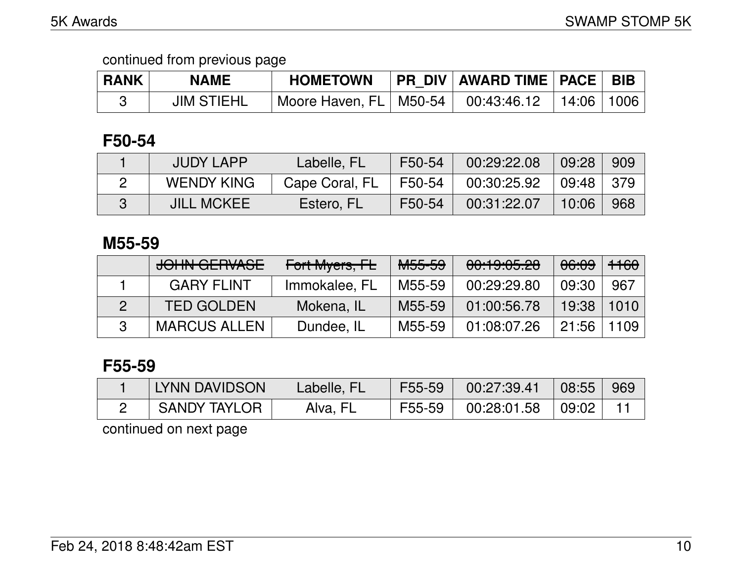continued from previous page

| RANK | NAME | HOMETOWN | PR_DIV | AWARD TIME | PACE | BIB |
|---|---|---|---|---|---|---|
| 3 | JIM STIEHL | Moore Haven, FL | M50-54 | 00:43:46.12 | 14:06 | 1006 |

## F50-54

| RANK | NAME | HOMETOWN | PR_DIV | AWARD TIME | PACE | BIB |
|---|---|---|---|---|---|---|
| 1 | JUDY LAPP | Labelle, FL | F50-54 | 00:29:22.08 | 09:28 | 909 |
| 2 | WENDY KING | Cape Coral, FL | F50-54 | 00:30:25.92 | 09:48 | 379 |
| 3 | JILL MCKEE | Estero, FL | F50-54 | 00:31:22.07 | 10:06 | 968 |

## M55-59

| RANK | NAME | HOMETOWN | PR_DIV | AWARD TIME | PACE | BIB |
|---|---|---|---|---|---|---|
| | ~~JOHN GERVASE~~ | ~~Fort Myers, FL~~ | ~~M55-59~~ | ~~00:19:05.28~~ | ~~06:09~~ | ~~1160~~ |
| 1 | GARY FLINT | Immokalee, FL | M55-59 | 00:29:29.80 | 09:30 | 967 |
| 2 | TED GOLDEN | Mokena, IL | M55-59 | 01:00:56.78 | 19:38 | 1010 |
| 3 | MARCUS ALLEN | Dundee, IL | M55-59 | 01:08:07.26 | 21:56 | 1109 |

## F55-59

| RANK | NAME | HOMETOWN | PR_DIV | AWARD TIME | PACE | BIB |
|---|---|---|---|---|---|---|
| 1 | LYNN DAVIDSON | Labelle, FL | F55-59 | 00:27:39.41 | 08:55 | 969 |
| 2 | SANDY TAYLOR | Alva, FL | F55-59 | 00:28:01.58 | 09:02 | 11 |

continued on next page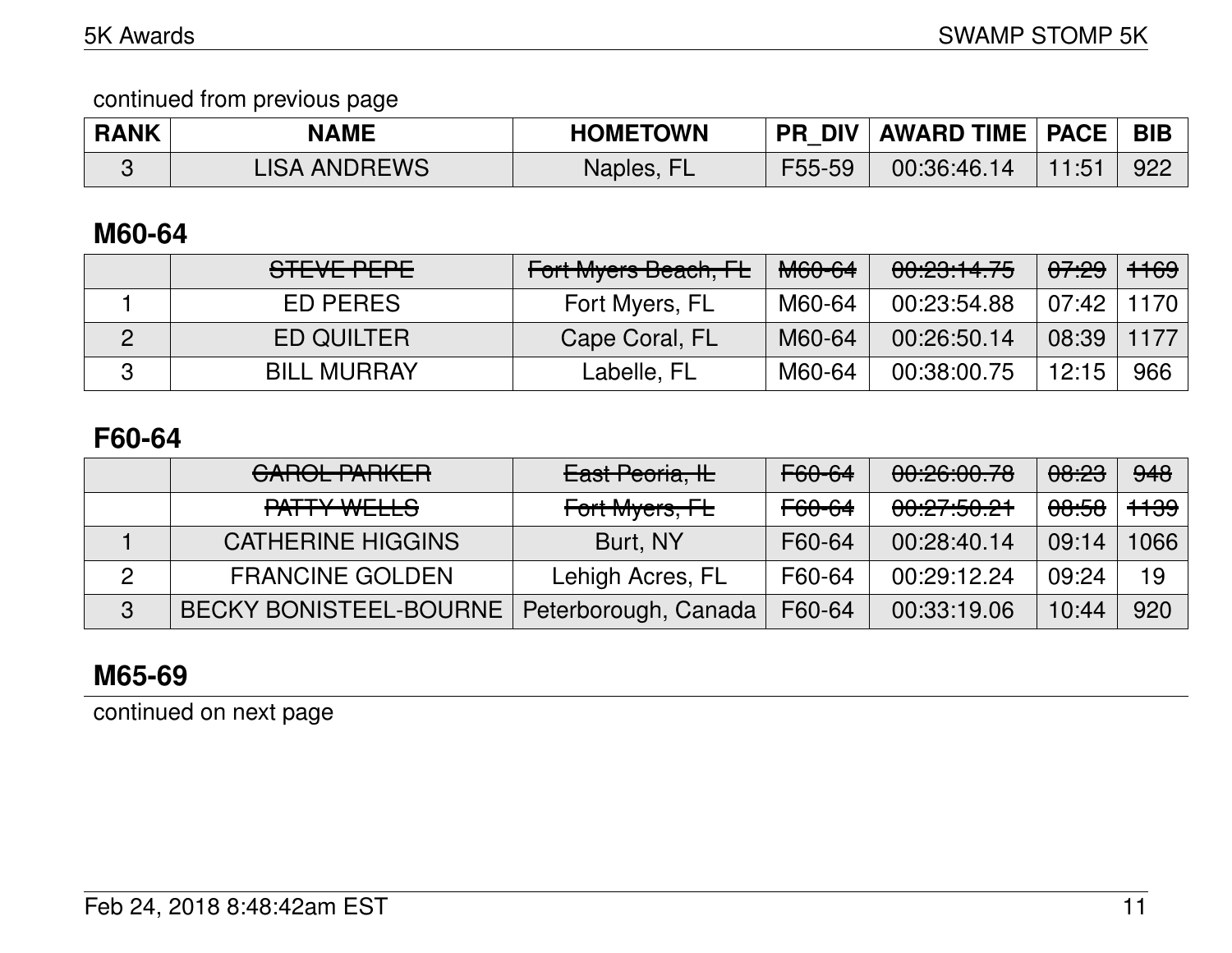continued from previous page

| RANK | NAME | HOMETOWN | PR_DIV | AWARD TIME | PACE | BIB |
| --- | --- | --- | --- | --- | --- | --- |
| 3 | LISA ANDREWS | Naples, FL | F55-59 | 00:36:46.14 | 11:51 | 922 |

## M60-64

| RANK | NAME | HOMETOWN | PR_DIV | AWARD TIME | PACE | BIB |
| --- | --- | --- | --- | --- | --- | --- |
|  | ~~STEVE PEPE~~ | ~~Fort Myers Beach, FL~~ | ~~M60-64~~ | ~~00:23:14.75~~ | ~~07:29~~ | ~~1169~~ |
| 1 | ED PERES | Fort Myers, FL | M60-64 | 00:23:54.88 | 07:42 | 1170 |
| 2 | ED QUILTER | Cape Coral, FL | M60-64 | 00:26:50.14 | 08:39 | 1177 |
| 3 | BILL MURRAY | Labelle, FL | M60-64 | 00:38:00.75 | 12:15 | 966 |

## F60-64

| RANK | NAME | HOMETOWN | PR_DIV | AWARD TIME | PACE | BIB |
| --- | --- | --- | --- | --- | --- | --- |
|  | ~~CAROL PARKER~~ | ~~East Peoria, IL~~ | ~~F60-64~~ | ~~00:26:00.78~~ | ~~08:23~~ | ~~948~~ |
|  | ~~PATTY WELLS~~ | ~~Fort Myers, FL~~ | ~~F60-64~~ | ~~00:27:50.21~~ | ~~08:58~~ | ~~1139~~ |
| 1 | CATHERINE HIGGINS | Burt, NY | F60-64 | 00:28:40.14 | 09:14 | 1066 |
| 2 | FRANCINE GOLDEN | Lehigh Acres, FL | F60-64 | 00:29:12.24 | 09:24 | 19 |
| 3 | BECKY BONISTEEL-BOURNE | Peterborough, Canada | F60-64 | 00:33:19.06 | 10:44 | 920 |

## M65-69

continued on next page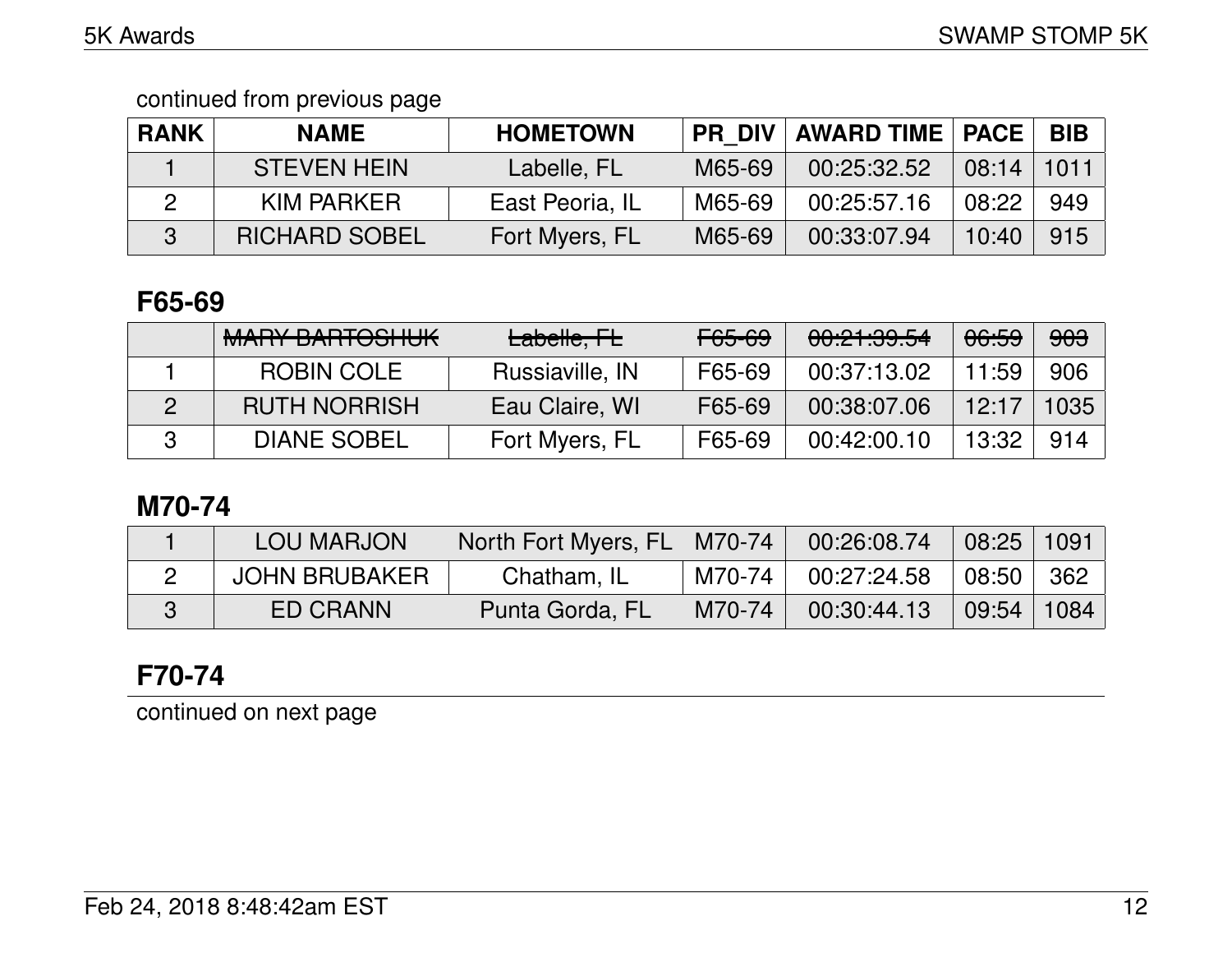continued from previous page

| RANK | NAME | HOMETOWN | PR_DIV | AWARD TIME | PACE | BIB |
|---|---|---|---|---|---|---|
| 1 | STEVEN HEIN | Labelle, FL | M65-69 | 00:25:32.52 | 08:14 | 1011 |
| 2 | KIM PARKER | East Peoria, IL | M65-69 | 00:25:57.16 | 08:22 | 949 |
| 3 | RICHARD SOBEL | Fort Myers, FL | M65-69 | 00:33:07.94 | 10:40 | 915 |

## F65-69

| RANK | NAME | HOMETOWN | PR_DIV | AWARD TIME | PACE | BIB |
|---|---|---|---|---|---|---|
| | ~~MARY BARTOSHUK~~ | ~~Labelle, FL~~ | ~~F65-69~~ | ~~00:21:39.54~~ | ~~06:59~~ | ~~903~~ |
| 1 | ROBIN COLE | Russiaville, IN | F65-69 | 00:37:13.02 | 11:59 | 906 |
| 2 | RUTH NORRISH | Eau Claire, WI | F65-69 | 00:38:07.06 | 12:17 | 1035 |
| 3 | DIANE SOBEL | Fort Myers, FL | F65-69 | 00:42:00.10 | 13:32 | 914 |

## M70-74

| RANK | NAME | HOMETOWN | PR_DIV | AWARD TIME | PACE | BIB |
|---|---|---|---|---|---|---|
| 1 | LOU MARJON | North Fort Myers, FL | M70-74 | 00:26:08.74 | 08:25 | 1091 |
| 2 | JOHN BRUBAKER | Chatham, IL | M70-74 | 00:27:24.58 | 08:50 | 362 |
| 3 | ED CRANN | Punta Gorda, FL | M70-74 | 00:30:44.13 | 09:54 | 1084 |

## F70-74

continued on next page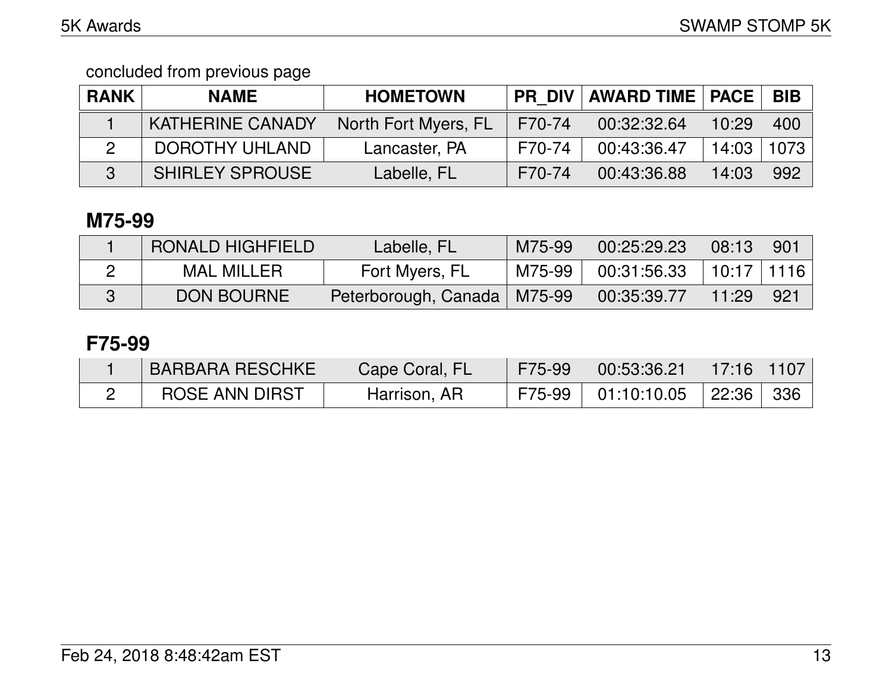concluded from previous page

| RANK | NAME | HOMETOWN | PR_DIV | AWARD TIME | PACE | BIB |
|---|---|---|---|---|---|---|
| 1 | KATHERINE CANADY | North Fort Myers, FL | F70-74 | 00:32:32.64 | 10:29 | 400 |
| 2 | DOROTHY UHLAND | Lancaster, PA | F70-74 | 00:43:36.47 | 14:03 | 1073 |
| 3 | SHIRLEY SPROUSE | Labelle, FL | F70-74 | 00:43:36.88 | 14:03 | 992 |

## M75-99

| | | | | | | |
|---|---|---|---|---|---|---|
| 1 | RONALD HIGHFIELD | Labelle, FL | M75-99 | 00:25:29.23 | 08:13 | 901 |
| 2 | MAL MILLER | Fort Myers, FL | M75-99 | 00:31:56.33 | 10:17 | 1116 |
| 3 | DON BOURNE | Peterborough, Canada | M75-99 | 00:35:39.77 | 11:29 | 921 |

## F75-99

| | | | | | | |
|---|---|---|---|---|---|---|
| 1 | BARBARA RESCHKE | Cape Coral, FL | F75-99 | 00:53:36.21 | 17:16 | 1107 |
| 2 | ROSE ANN DIRST | Harrison, AR | F75-99 | 01:10:10.05 | 22:36 | 336 |